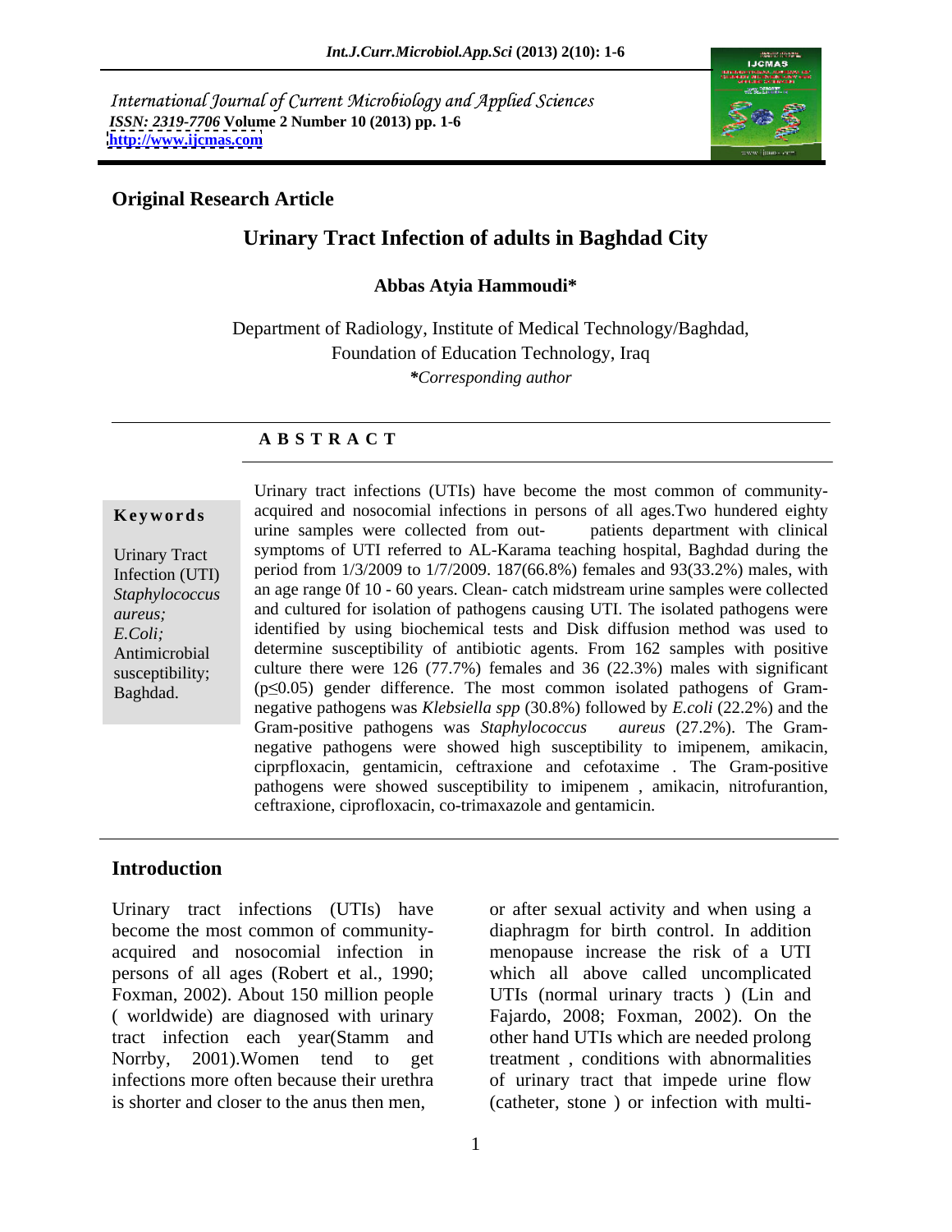International Journal of Current Microbiology and Applied Sciences
*ISSN: 2319-7706* **Volume 2 Number 10 (2013) pp. 1-6**
**http://www.ijcmas.com**

**Original Research Article**

# Urinary Tract Infection of adults in Baghdad City

**Abbas Atyia Hammoudi***

Department of Radiology, Institute of Medical Technology/Baghdad, Foundation of Education Technology, Iraq

**Corresponding author*

## A B S T R A C T

**Keywords**

Urinary Tract Infection (UTI)
*Staphylococcus aureus;*
*E.Coli;*
Antimicrobial susceptibility;
Baghdad.

Urinary tract infections (UTIs) have become the most common of community-acquired and nosocomial infections in persons of all ages.Two hundered eighty urine samples were collected from out- patients department with clinical symptoms of UTI referred to AL-Karama teaching hospital, Baghdad during the period from 1/3/2009 to 1/7/2009. 187(66.8%) females and 93(33.2%) males, with an age range 0f 10 - 60 years. Clean- catch midstream urine samples were collected and cultured for isolation of pathogens causing UTI. The isolated pathogens were identified by using biochemical tests and Disk diffusion method was used to determine susceptibility of antibiotic agents. From 162 samples with positive culture there were 126 (77.7%) females and 36 (22.3%) males with significant ($p \leq 0.05$) gender difference. The most common isolated pathogens of Gram-negative pathogens was *Klebsiella spp* (30.8%) followed by *E.coli* (22.2%) and the Gram-positive pathogens was *Staphylococcus aureus* (27.2%). The Gram-negative pathogens were showed high susceptibility to imipenem, amikacin, ciprpfloxacin, gentamicin, ceftraxione and cefotaxime . The Gram-positive pathogens were showed susceptibility to imipenem , amikacin, nitrofurantion, ceftraxione, ciprofloxacin, co-trimaxazole and gentamicin.

## Introduction

Urinary tract infections (UTIs) have become the most common of community-acquired and nosocomial infection in persons of all ages (Robert et al., 1990; Foxman, 2002). About 150 million people ( worldwide) are diagnosed with urinary tract infection each year(Stamm and Norrby, 2001).Women tend to get infections more often because their urethra is shorter and closer to the anus then men, or after sexual activity and when using a diaphragm for birth control. In addition menopause increase the risk of a UTI which all above called uncomplicated UTIs (normal urinary tracts ) (Lin and Fajardo, 2008; Foxman, 2002). On the other hand UTIs which are needed prolong treatment , conditions with abnormalities of urinary tract that impede urine flow (catheter, stone ) or infection with multi-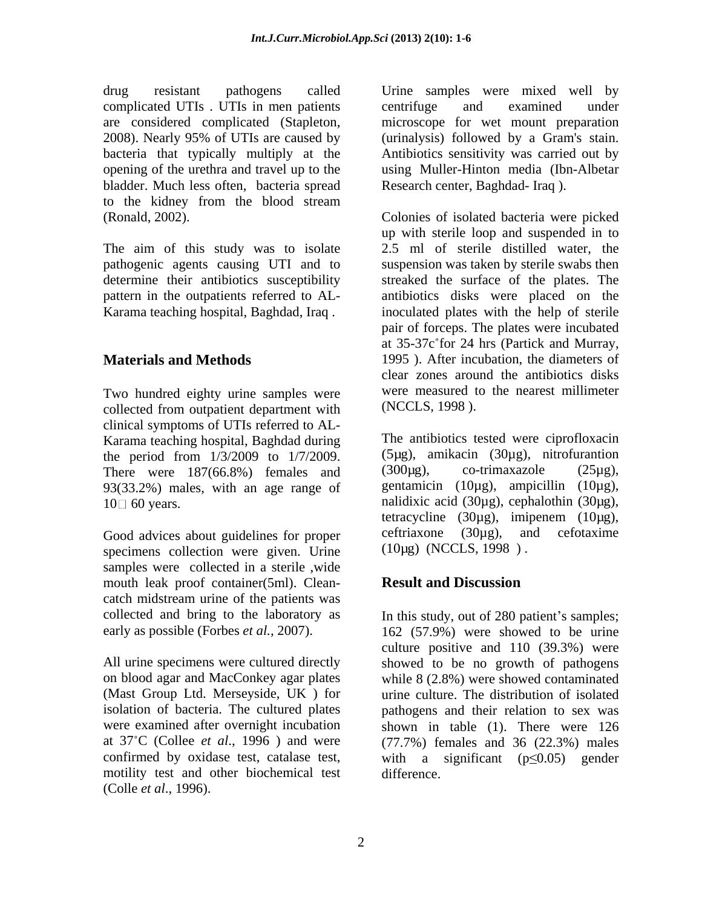drug resistant pathogens called complicated UTIs . UTIs in men patients are considered complicated (Stapleton, 2008). Nearly 95% of UTIs are caused by bacteria that typically multiply at the opening of the urethra and travel up to the bladder. Much less often, bacteria spread to the kidney from the blood stream (Ronald, 2002).

The aim of this study was to isolate pathogenic agents causing UTI and to determine their antibiotics susceptibility pattern in the outpatients referred to AL-Karama teaching hospital, Baghdad, Iraq .

## Materials and Methods

Two hundred eighty urine samples were collected from outpatient department with clinical symptoms of UTIs referred to AL-Karama teaching hospital, Baghdad during the period from 1/3/2009 to 1/7/2009. There were 187(66.8%) females and 93(33.2%) males, with an age range of 10□ 60 years.

Good advices about guidelines for proper specimens collection were given. Urine samples were collected in a sterile ,wide mouth leak proof container(5ml). Clean-catch midstream urine of the patients was collected and bring to the laboratory as early as possible (Forbes *et al.,* 2007).

All urine specimens were cultured directly on blood agar and MacConkey agar plates (Mast Group Ltd. Merseyside, UK ) for isolation of bacteria. The cultured plates were examined after overnight incubation at 37˚C (Collee *et al*., 1996 ) and were confirmed by oxidase test, catalase test, motility test and other biochemical test (Colle *et al*., 1996).

Urine samples were mixed well by centrifuge and examined under microscope for wet mount preparation (urinalysis) followed by a Gram's stain. Antibiotics sensitivity was carried out by using Muller-Hinton media (Ibn-Albetar Research center, Baghdad- Iraq ).

Colonies of isolated bacteria were picked up with sterile loop and suspended in to 2.5 ml of sterile distilled water, the suspension was taken by sterile swabs then streaked the surface of the plates. The antibiotics disks were placed on the inoculated plates with the help of sterile pair of forceps. The plates were incubated at 35-37c˚for 24 hrs (Partick and Murray, 1995 ). After incubation, the diameters of clear zones around the antibiotics disks were measured to the nearest millimeter (NCCLS, 1998 ).

The antibiotics tested were ciprofloxacin (5µg), amikacin (30µg), nitrofurantion (300µg), co-trimaxazole (25µg), gentamicin (10µg), ampicillin (10µg), nalidixic acid (30µg), cephalothin (30µg), tetracycline (30µg), imipenem (10µg), ceftriaxone (30µg), and cefotaxime (10µg) (NCCLS, 1998 ) .

## Result and Discussion

In this study, out of 280 patient's samples; 162 (57.9%) were showed to be urine culture positive and 110 (39.3%) were showed to be no growth of pathogens while 8 (2.8%) were showed contaminated urine culture. The distribution of isolated pathogens and their relation to sex was shown in table (1). There were 126 (77.7%) females and 36 (22.3%) males with a significant ($p \leq 0.05$) gender difference.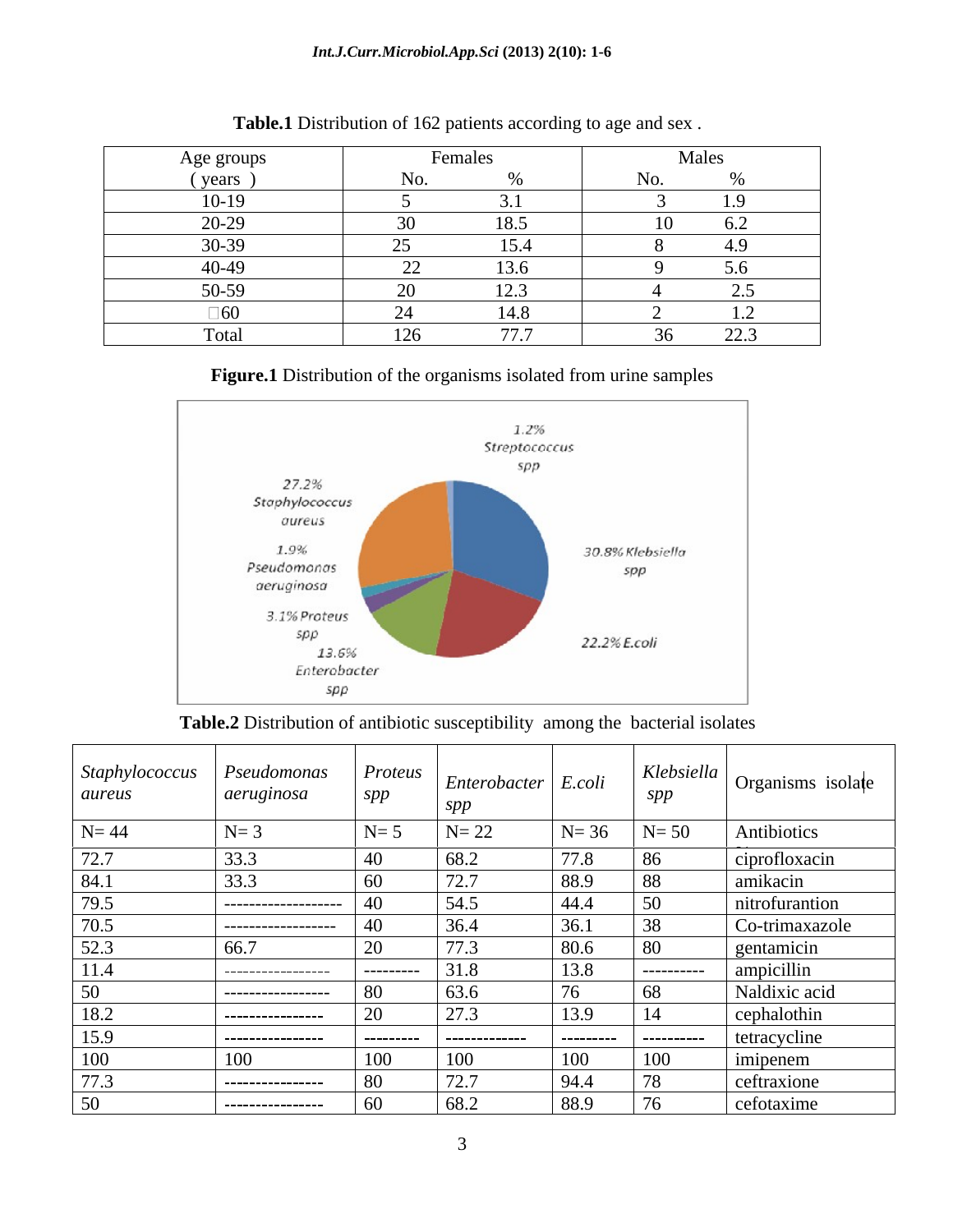**Table.1** Distribution of 162 patients according to age and sex .

| Age groups ( years ) | Females | | Males | |
|---|---|---|---|---|
| | No. | % | No. | % |
| 10-19 | 5 | 3.1 | 3 | 1.9 |
| 20-29 | 30 | 18.5 | 10 | 6.2 |
| 30-39 | 25 | 15.4 | 8 | 4.9 |
| 40-49 | 22 | 13.6 | 9 | 5.6 |
| 50-59 | 20 | 12.3 | 4 | 2.5 |
| ≥60 | 24 | 14.8 | 2 | 1.2 |
| Total | 126 | 77.7 | 36 | 22.3 |

**Figure.1** Distribution of the organisms isolated from urine samples

**Table.2** Distribution of antibiotic susceptibility among the bacterial isolates

| *Staphylococcus aureus* | *Pseudomonas aeruginosa* | *Proteus spp* | *Enterobacter spp* | *E.coli* | *Klebsiella spp* | Organisms isolate |
|---|---|---|---|---|---|---|
| N= 44 | N= 3 | N= 5 | N= 22 | N= 36 | N= 50 | Antibiotics |
| 72.7 | 33.3 | 40 | 68.2 | 77.8 | 86 | ciprofloxacin |
| 84.1 | 33.3 | 60 | 72.7 | 88.9 | 88 | amikacin |
| 79.5 | ------------------ | 40 | 54.5 | 44.4 | 50 | nitrofurantion |
| 70.5 | ----------------- | 40 | 36.4 | 36.1 | 38 | Co-trimaxazole |
| 52.3 | 66.7 | 20 | 77.3 | 80.6 | 80 | gentamicin |
| 11.4 | ----------------- | --------- | 31.8 | 13.8 | ---------- | ampicillin |
| 50 | ----------------- | 80 | 63.6 | 76 | 68 | Naldixic acid |
| 18.2 | ---------------- | 20 | 27.3 | 13.9 | 14 | cephalothin |
| 15.9 | ---------------- | --------- | ------------- | --------- | ---------- | tetracycline |
| 100 | 100 | 100 | 100 | 100 | 100 | imipenem |
| 77.3 | ---------------- | 80 | 72.7 | 94.4 | 78 | ceftraxione |
| 50 | ---------------- | 60 | 68.2 | 88.9 | 76 | cefotaxime |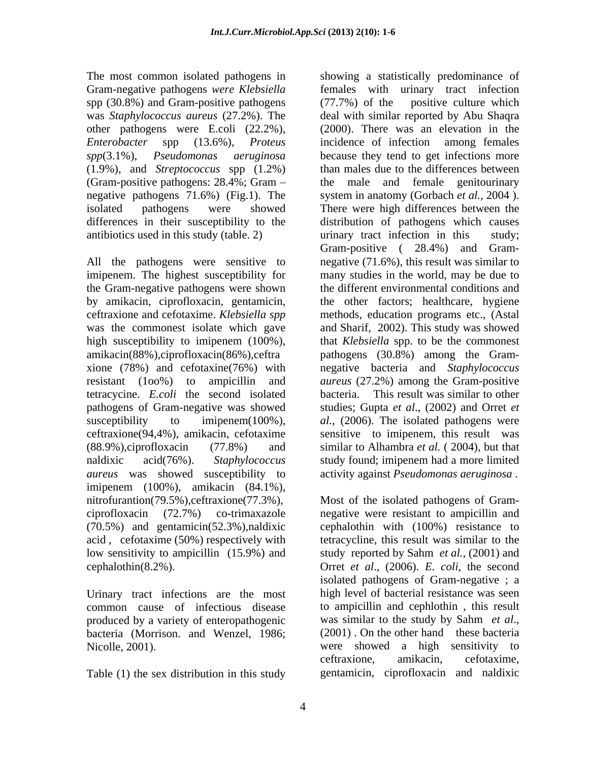The most common isolated pathogens in Gram-negative pathogens *were Klebsiella* spp (30.8%) and Gram-positive pathogens was *Staphylococcus aureus* (27.2%). The other pathogens were E.coli (22.2%), *Enterobacter* spp (13.6%), *Proteus spp*(3.1%), *Pseudomonas aeruginosa* (1.9%), and *Streptococcus* spp (1.2%) (Gram-positive pathogens: 28.4%; Gram – negative pathogens 71.6%) (Fig.1). The isolated pathogens were showed differences in their susceptibility to the antibiotics used in this study (table. 2)

All the pathogens were sensitive to imipenem. The highest susceptibility for the Gram-negative pathogens were shown by amikacin, ciprofloxacin, gentamicin, ceftraxione and cefotaxime. *Klebsiella spp* was the commonest isolate which gave high susceptibility to imipenem (100%), amikacin(88%),ciprofloxacin(86%),ceftraxione (78%) and cefotaxine(76%) with resistant (1oo%) to ampicillin and tetracycine. *E.coli* the second isolated pathogens of Gram-negative was showed susceptibility to imipenem(100%), ceftraxione(94,4%), amikacin, cefotaxime (88.9%),ciprofloxacin (77.8%) and naldixic acid(76%). *Staphylococcus aureus* was showed susceptibility to imipenem (100%), amikacin (84.1%), nitrofurantion(79.5%),ceftraxione(77.3%), ciprofloxacin (72.7%) co-trimaxazole (70.5%) and gentamicin(52.3%),naldixic acid , cefotaxime (50%) respectively with low sensitivity to ampicillin (15.9%) and cephalothin(8.2%).

Urinary tract infections are the most common cause of infectious disease produced by a variety of enteropathogenic bacteria (Morrison. and Wenzel, 1986; Nicolle, 2001).

Table (1) the sex distribution in this study showing a statistically predominance of females with urinary tract infection (77.7%) of the positive culture which deal with similar reported by Abu Shaqra (2000). There was an elevation in the incidence of infection among females because they tend to get infections more than males due to the differences between the male and female genitourinary system in anatomy (Gorbach *et al.,* 2004 ). There were high differences between the distribution of pathogens which causes urinary tract infection in this study; Gram-positive ( 28.4%) and Gram-negative (71.6%), this result was similar to many studies in the world, may be due to the different environmental conditions and the other factors; healthcare, hygiene methods, education programs etc., (Astal and Sharif, 2002). This study was showed that *Klebsiella* spp. to be the commonest pathogens (30.8%) among the Gram-negative bacteria and *Staphylococcus aureus* (27.2%) among the Gram-positive bacteria. This result was similar to other studies; Gupta *et al*., (2002) and Orret *et al.,* (2006). The isolated pathogens were sensitive to imipenem, this result was similar to Alhambra *et al.* ( 2004), but that study found; imipenem had a more limited activity against *Pseudomonas aeruginosa* .

Most of the isolated pathogens of Gram-negative were resistant to ampicillin and cephalothin with (100%) resistance to tetracycline, this result was similar to the study reported by Sahm *et al.,* (2001) and Orret *et al*., (2006). *E. coli*, the second isolated pathogens of Gram-negative ; a high level of bacterial resistance was seen to ampicillin and cephlothin , this result was similar to the study by Sahm *et al*., (2001) . On the other hand these bacteria were showed a high sensitivity to ceftraxione, amikacin, cefotaxime, gentamicin, ciprofloxacin and naldixic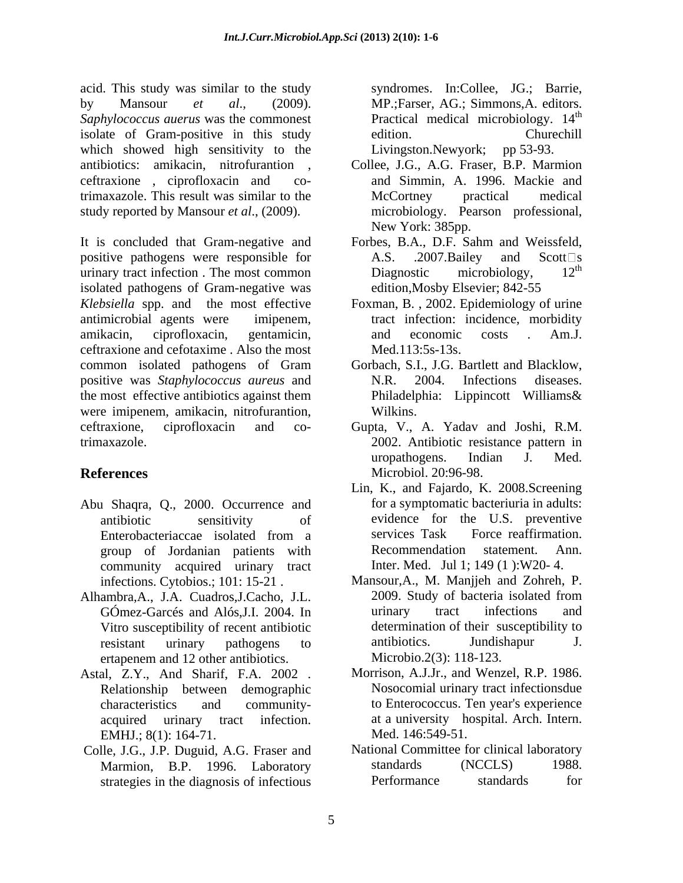acid. This study was similar to the study by Mansour *et al*., (2009). *Saphylococcus auerus* was the commonest isolate of Gram-positive in this study which showed high sensitivity to the antibiotics: amikacin, nitrofurantion , ceftraxione , ciprofloxacin and co-trimaxazole. This result was similar to the study reported by Mansour *et al*., (2009).

It is concluded that Gram-negative and positive pathogens were responsible for urinary tract infection . The most common isolated pathogens of Gram-negative was *Klebsiella* spp. and the most effective antimicrobial agents were imipenem, amikacin, ciprofloxacin, gentamicin, ceftraxione and cefotaxime . Also the most common isolated pathogens of Gram positive was *Staphylococcus aureus* and the most effective antibiotics against them were imipenem, amikacin, nitrofurantion, ceftraxione, ciprofloxacin and co-trimaxazole.

## References

Abu Shaqra, Q., 2000. Occurrence and antibiotic sensitivity of Enterobacteriaccae isolated from a group of Jordanian patients with community acquired urinary tract infections. Cytobios.; 101: 15-21 .

Alhambra,A., J.A. Cuadros,J.Cacho, J.L. GÓmez-Garcés and Alós,J.I. 2004. In Vitro susceptibility of recent antibiotic resistant urinary pathogens to ertapenem and 12 other antibiotics.

Astal, Z.Y., And Sharif, F.A. 2002 . Relationship between demographic characteristics and community-acquired urinary tract infection. EMHJ.; 8(1): 164-71.

Colle, J.G., J.P. Duguid, A.G. Fraser and Marmion, B.P. 1996. Laboratory strategies in the diagnosis of infectious syndromes. In:Collee, JG.; Barrie, MP.;Farser, AG.; Simmons,A. editors. Practical medical microbiology. 14th edition. Churechill Livingston.Newyork; pp 53-93.

Collee, J.G., A.G. Fraser, B.P. Marmion and Simmin, A. 1996. Mackie and McCortney practical medical microbiology. Pearson professional, New York: 385pp.

Forbes, B.A., D.F. Sahm and Weissfeld, A.S. .2007.Bailey and Scott□s Diagnostic microbiology, 12th edition,Mosby Elsevier; 842-55

Foxman, B. , 2002. Epidemiology of urine tract infection: incidence, morbidity and economic costs . Am.J. Med.113:5s-13s.

Gorbach, S.I., J.G. Bartlett and Blacklow, N.R. 2004. Infections diseases. Philadelphia: Lippincott Williams& Wilkins.

Gupta, V., A. Yadav and Joshi, R.M. 2002. Antibiotic resistance pattern in uropathogens. Indian J. Med. Microbiol. 20:96-98.

Lin, K., and Fajardo, K. 2008.Screening for a symptomatic bacteriuria in adults: evidence for the U.S. preventive services Task Force reaffirmation. Recommendation statement. Ann. Inter. Med. Jul 1; 149 (1 ):W20- 4.

Mansour,A., M. Manjjeh and Zohreh, P. 2009. Study of bacteria isolated from urinary tract infections and determination of their susceptibility to antibiotics. Jundishapur J. Microbio.2(3): 118-123.

Morrison, A.J.Jr., and Wenzel, R.P. 1986. Nosocomial urinary tract infectionsdue to Enterococcus. Ten year's experience at a university hospital. Arch. Intern. Med. 146:549-51.

National Committee for clinical laboratory standards (NCCLS) 1988. Performance standards for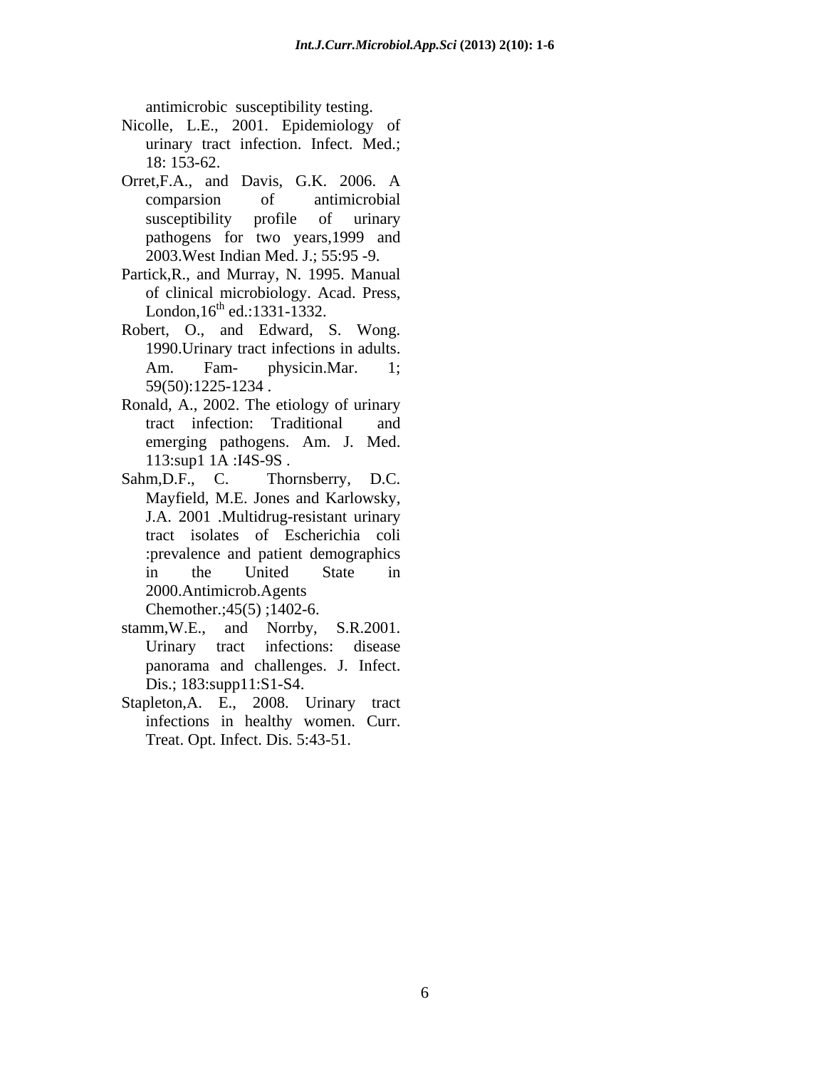antimicrobic susceptibility testing.

Nicolle, L.E., 2001. Epidemiology of urinary tract infection. Infect. Med.; 18: 153-62.

Orret,F.A., and Davis, G.K. 2006. A comparsion of antimicrobial susceptibility profile of urinary pathogens for two years,1999 and 2003.West Indian Med. J.; 55:95 -9.

Partick,R., and Murray, N. 1995. Manual of clinical microbiology. Acad. Press, London,16th ed.:1331-1332.

Robert, O., and Edward, S. Wong. 1990.Urinary tract infections in adults. Am. Fam- physicin.Mar. 1; 59(50):1225-1234 .

Ronald, A., 2002. The etiology of urinary tract infection: Traditional and emerging pathogens. Am. J. Med. 113:sup1 1A :I4S-9S .

Sahm,D.F., C. Thornsberry, D.C. Mayfield, M.E. Jones and Karlowsky, J.A. 2001 .Multidrug-resistant urinary tract isolates of Escherichia coli :prevalence and patient demographics in the United State in 2000.Antimicrob.Agents Chemother.;45(5) ;1402-6.

stamm,W.E., and Norrby, S.R.2001. Urinary tract infections: disease panorama and challenges. J. Infect. Dis.; 183:supp11:S1-S4.

Stapleton,A. E., 2008. Urinary tract infections in healthy women. Curr. Treat. Opt. Infect. Dis. 5:43-51.